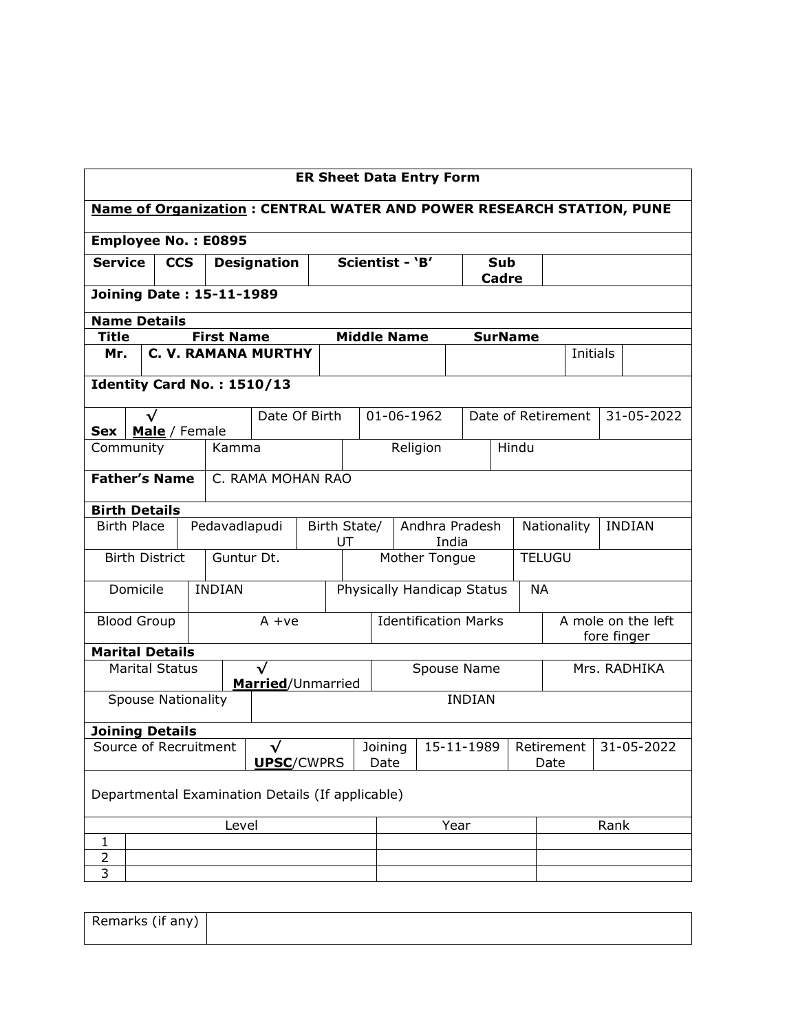# ER Sheet Data Entry Form

**Name of Organization : CENTRAL WATER AND POWER RESEARCH STATION, PUNE**

**Employee No. : E0895**

| **Service** | **CCS** | **Designation** | **Scientist - 'B'** | **Sub Cadre** | |
|---|---|---|---|---|---|

**Joining Date : 15-11-1989**

**Name Details**

| **Title** | **First Name** | **Middle Name** | **SurName** | | |
|---|---|---|---|---|---|
| **Mr.** | **C. V. RAMANA MURTHY** | | | Initials | |

**Identity Card No. : 1510/13**

| **Sex** | √ **Male** / Female | Date Of Birth | 01-06-1962 | Date of Retirement | 31-05-2022 |
|---|---|---|---|---|---|
| Community | Kamma | Religion | Hindu | | |

| **Father's Name** | C. RAMA MOHAN RAO |
|---|---|

**Birth Details**

| Birth Place | Pedavadlapudi | Birth State/ UT | Andhra Pradesh India | Nationality | INDIAN |
|---|---|---|---|---|---|
| Birth District | Guntur Dt. | Mother Tongue | TELUGU | | |
| Domicile | INDIAN | Physically Handicap Status | NA | | |
| Blood Group | A +ve | Identification Marks | A mole on the left fore finger | | |

**Marital Details**

| Marital Status | √ **Married**/Unmarried | Spouse Name | Mrs. RADHIKA |
|---|---|---|---|
| Spouse Nationality | INDIAN | | |

**Joining Details**

| Source of Recruitment | √ **UPSC**/CWPRS | Joining Date | 15-11-1989 | Retirement Date | 31-05-2022 |
|---|---|---|---|---|---|

Departmental Examination Details (If applicable)

| | Level | Year | Rank |
|---|---|---|---|
| 1 | | | |
| 2 | | | |
| 3 | | | |

| Remarks (if any) | |
|---|---|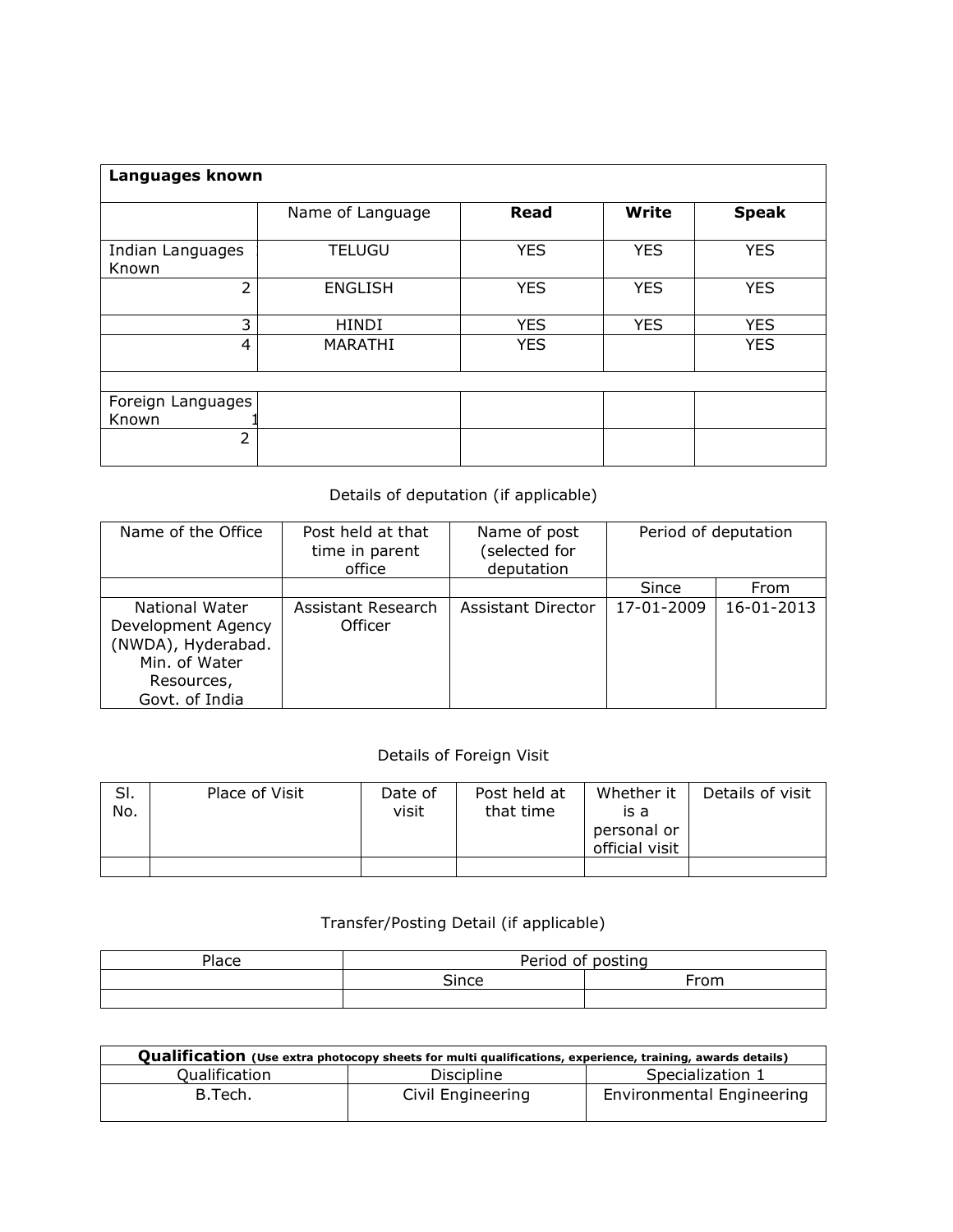| **Languages known** | | | | |
|---|---|---|---|---|
| | Name of Language | **Read** | **Write** | **Speak** |
| Indian Languages Known 1 | TELUGU | YES | YES | YES |
| 2 | ENGLISH | YES | YES | YES |
| 3 | HINDI | YES | YES | YES |
| 4 | MARATHI | YES | | YES |
| | | | | |
| Foreign Languages Known 1 | | | | |
| 2 | | | | |

Details of deputation (if applicable)

| Name of the Office | Post held at that time in parent office | Name of post (selected for deputation | Period of deputation | |
|---|---|---|---|---|
| | | | Since | From |
| National Water Development Agency (NWDA), Hyderabad. Min. of Water Resources, Govt. of India | Assistant Research Officer | Assistant Director | 17-01-2009 | 16-01-2013 |

Details of Foreign Visit

| Sl. No. | Place of Visit | Date of visit | Post held at that time | Whether it is a personal or official visit | Details of visit |
|---|---|---|---|---|---|
| | | | | | |

Transfer/Posting Detail (if applicable)

| Place | Period of posting | |
|---|---|---|
| | Since | From |
| | | |

| **Qualification** (Use extra photocopy sheets for multi qualifications, experience, training, awards details) | | |
|---|---|---|
| Qualification | Discipline | Specialization 1 |
| B.Tech. | Civil Engineering | Environmental Engineering |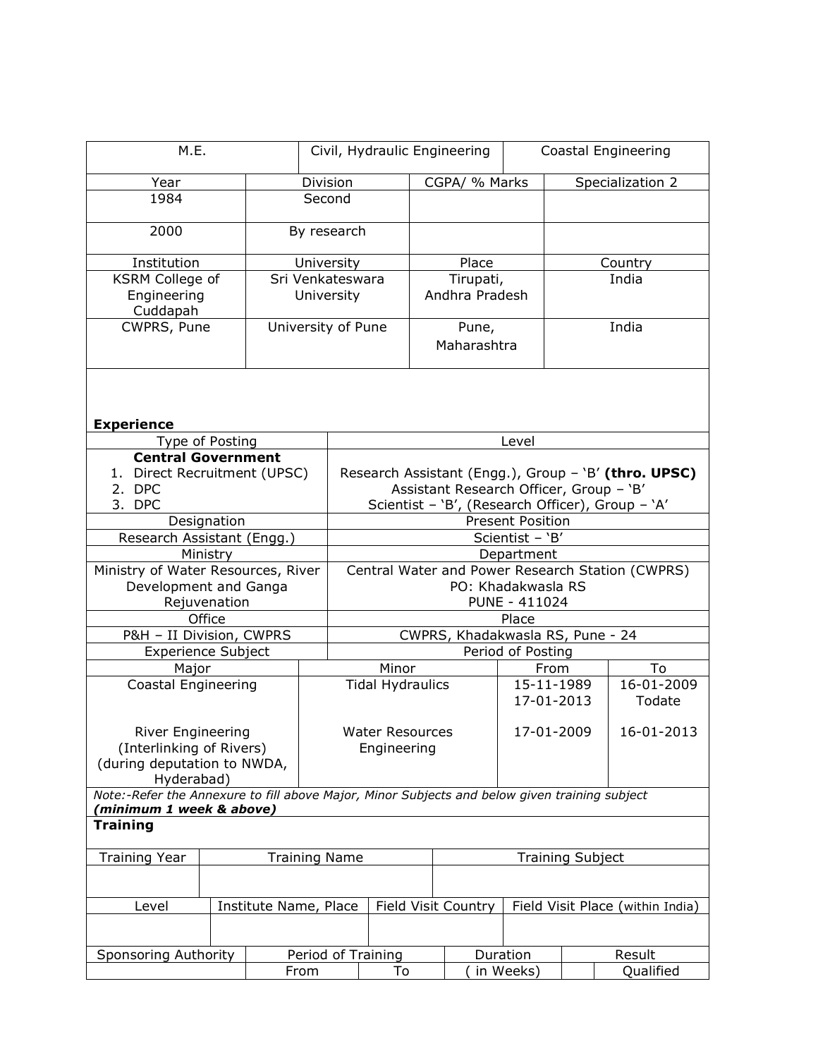| M.E. | Civil, Hydraulic Engineering | Coastal Engineering |
|---|---|---|

| Year | Division | CGPA/ % Marks | Specialization 2 |
|---|---|---|---|
| 1984 | Second | | |
| 2000 | By research | | |

| Institution | University | Place | Country |
|---|---|---|---|
| KSRM College of Engineering Cuddapah | Sri Venkateswara University | Tirupati, Andhra Pradesh | India |
| CWPRS, Pune | University of Pune | Pune, Maharashtra | India |

**Experience**

| Type of Posting | Level |
|---|---|
| **Central Government**<br>1. Direct Recruitment (UPSC)<br>2. DPC<br>3. DPC | Research Assistant (Engg.), Group – 'B' **(thro. UPSC)**<br>Assistant Research Officer, Group – 'B'<br>Scientist – 'B', (Research Officer), Group – 'A' |
| Designation | Present Position |
| Research Assistant (Engg.) | Scientist – 'B' |
| Ministry | Department |
| Ministry of Water Resources, River Development and Ganga Rejuvenation | Central Water and Power Research Station (CWPRS)<br>PO: Khadakwasla RS<br>PUNE - 411024 |
| Office | Place |
| P&H – II Division, CWPRS | CWPRS, Khadakwasla RS, Pune - 24 |

| Experience Subject | | Period of Posting | |
|---|---|---|---|
| Major | Minor | From | To |
| Coastal Engineering | Tidal Hydraulics | 15-11-1989<br>17-01-2013 | 16-01-2009<br>Todate |
| River Engineering (Interlinking of Rivers) (during deputation to NWDA, Hyderabad) | Water Resources Engineering | 17-01-2009 | 16-01-2013 |

*Note:-Refer the Annexure to fill above Major, Minor Subjects and below given training subject* ***(minimum 1 week & above)***

**Training**

| Training Year | Training Name | Training Subject |
|---|---|---|
| | | |

| Level | Institute Name, Place | Field Visit Country | Field Visit Place (within India) |
|---|---|---|---|
| | | | |

| Sponsoring Authority | Period of Training | | Duration | | Result |
|---|---|---|---|---|---|
| | From | To | ( in Weeks) | | Qualified |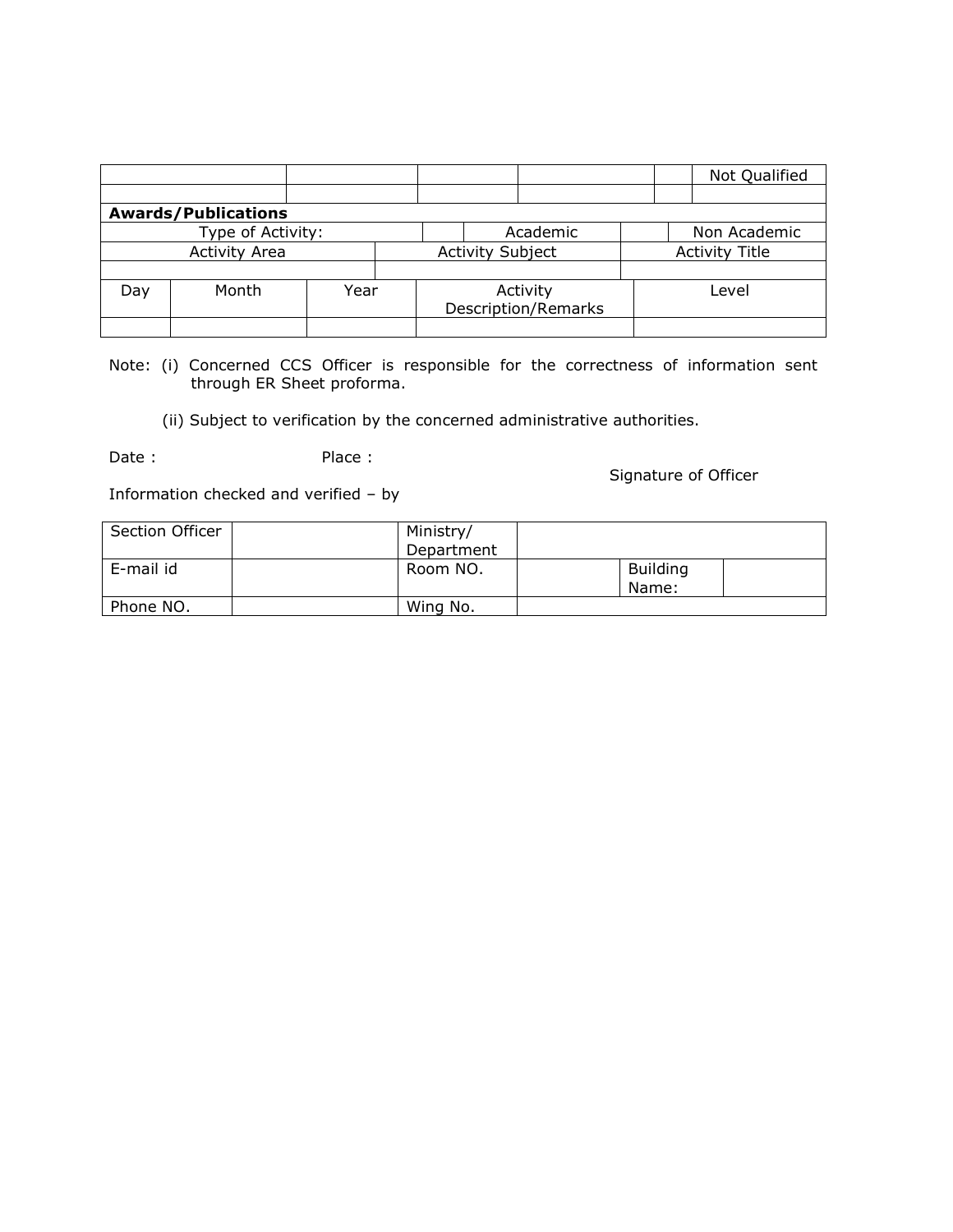| | | | | | |
|---|---|---|---|---|---|
| | | | | | Not Qualified |
| | | | | | |

**Awards/Publications**

| | | | | |
|---|---|---|---|---|
| Type of Activity: | | Academic | | Non Academic |

| | | |
|---|---|---|
| Activity Area | Activity Subject | Activity Title |
| | | |

| | | | | |
|---|---|---|---|---|
| Day | Month | Year | Activity Description/Remarks | Level |
| | | | | |

Note: (i) Concerned CCS Officer is responsible for the correctness of information sent through ER Sheet proforma.

(ii) Subject to verification by the concerned administrative authorities.

Date : Place :

Signature of Officer

Information checked and verified – by

| | | | | | |
|---|---|---|---|---|---|
| Section Officer | | Ministry/ Department | | | |
| E-mail id | | Room NO. | | Building Name: | |
| Phone NO. | | Wing No. | | | |